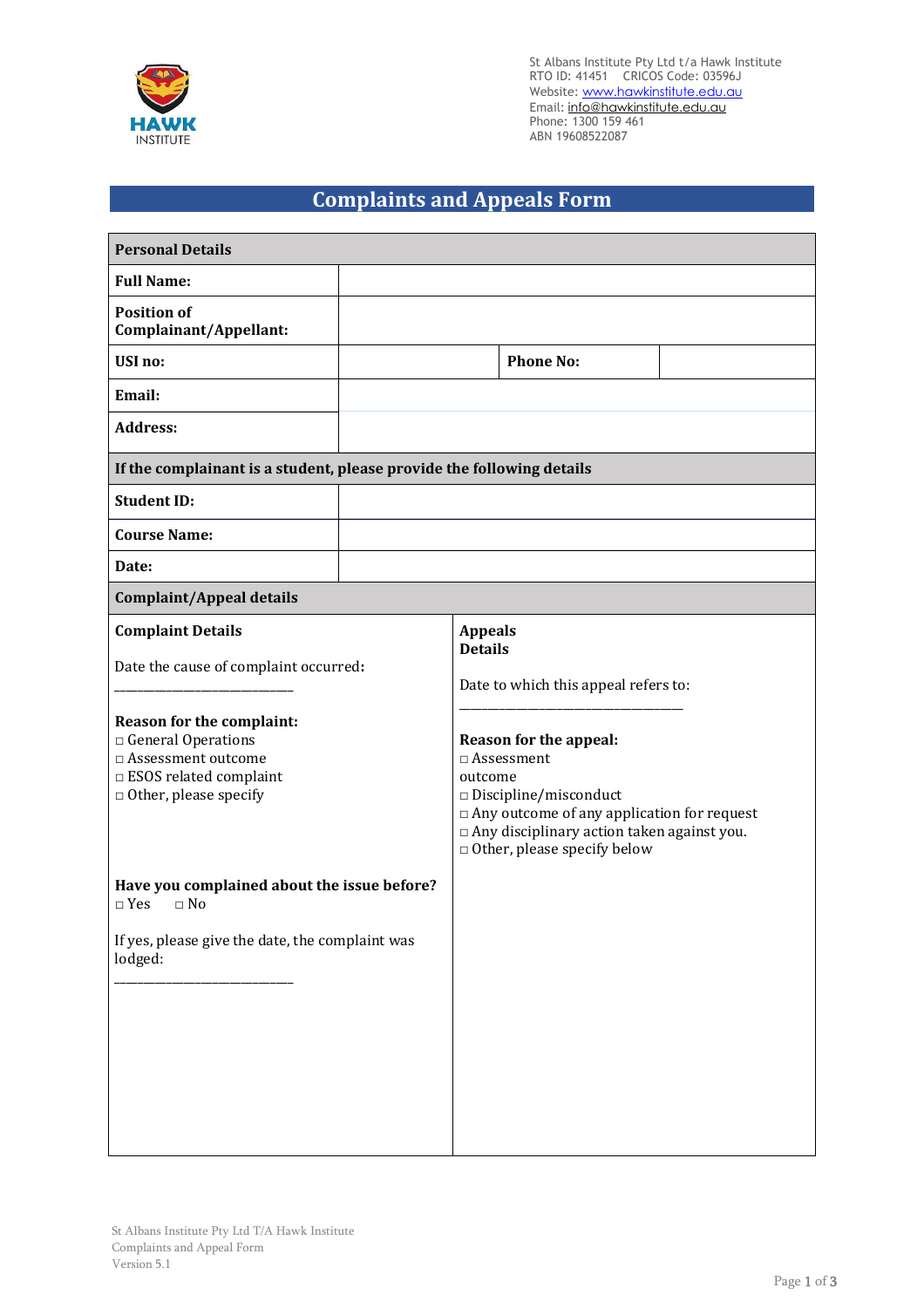St Albans Institute Pty Ltd t/a Hawk Institute
RTO ID: 41451 CRICOS Code: 03596J
Website: www.hawkinstitute.edu.au
Email: info@hawkinstitute.edu.au
Phone: 1300 159 461
ABN 19608522087

# Complaints and Appeals Form

| **Personal Details** | | | |
|---|---|---|---|
| **Full Name:** | | | |
| **Position of Complainant/Appellant:** | | | |
| **USI no:** | | **Phone No:** | |
| **Email:** | | | |
| **Address:** | | | |
| **If the complainant is a student, please provide the following details** | | | |
| **Student ID:** | | | |
| **Course Name:** | | | |
| **Date:** | | | |

| **Complaint/Appeal details** | |
|---|---|
| **Complaint Details**<br><br>Date the cause of complaint occurred:<br><br>___________________________<br><br>**Reason for the complaint:**<br>□ General Operations<br>□ Assessment outcome<br>□ ESOS related complaint<br>□ Other, please specify<br><br>**Have you complained about the issue before?**<br>□ Yes □ No<br><br>If yes, please give the date, the complaint was lodged:<br><br>___________________________ | **Appeals Details**<br><br>Date to which this appeal refers to:<br><br>_________________________________<br><br>**Reason for the appeal:**<br>□ Assessment outcome<br>□ Discipline/misconduct<br>□ Any outcome of any application for request<br>□ Any disciplinary action taken against you.<br>□ Other, please specify below |

St Albans Institute Pty Ltd T/A Hawk Institute
Complaints and Appeal Form
Version 5.1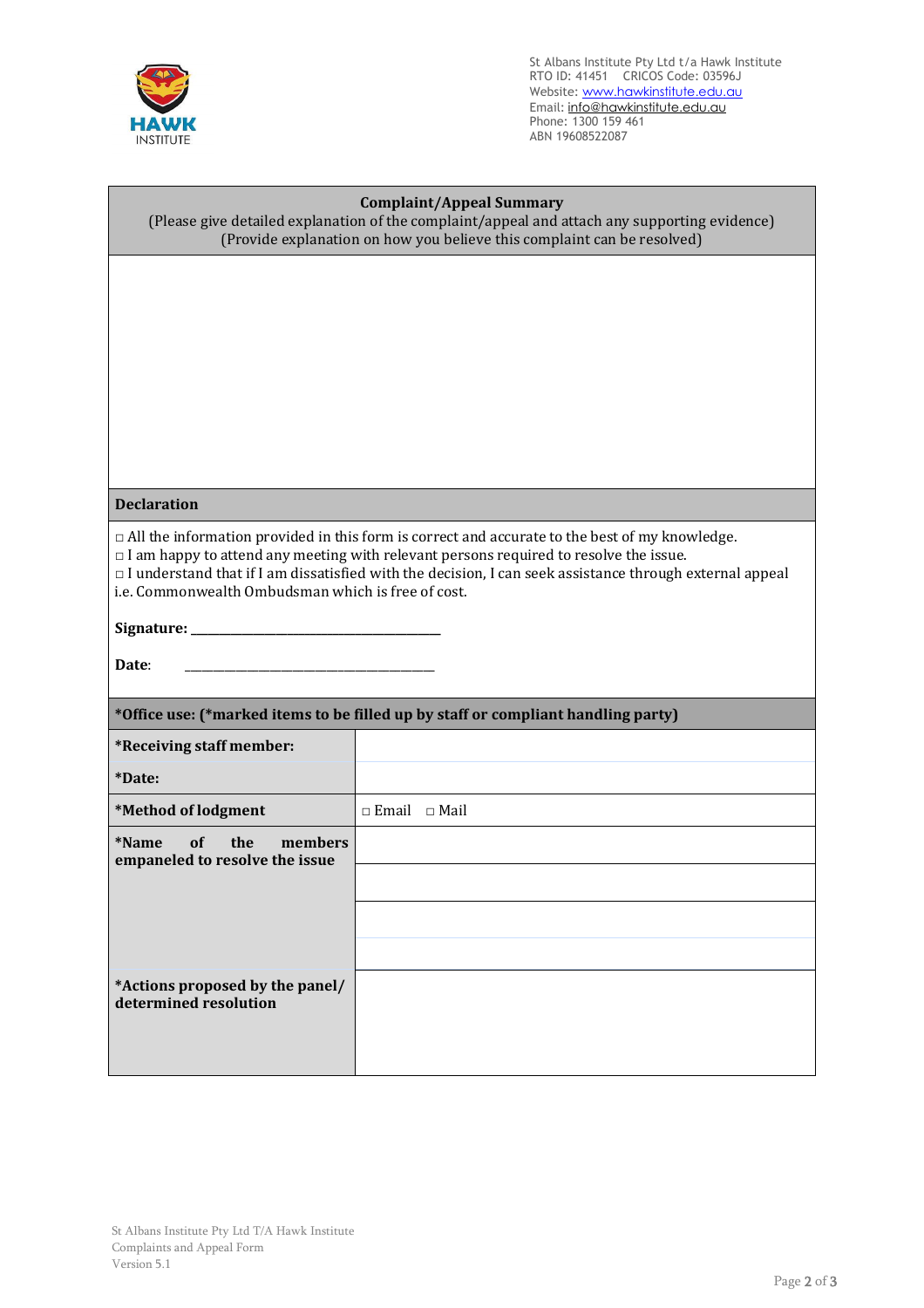St Albans Institute Pty Ltd t/a Hawk Institute
RTO ID: 41451    CRICOS Code: 03596J
Website: www.hawkinstitute.edu.au
Email: info@hawkinstitute.edu.au
Phone: 1300 159 461
ABN 19608522087

| **Complaint/Appeal Summary**<br>(Please give detailed explanation of the complaint/appeal and attach any supporting evidence)<br>(Provide explanation on how you believe this complaint can be resolved) |
|---|
| |

**Declaration**

□ All the information provided in this form is correct and accurate to the best of my knowledge.
□ I am happy to attend any meeting with relevant persons required to resolve the issue.
□ I understand that if I am dissatisfied with the decision, I can seek assistance through external appeal i.e. Commonwealth Ombudsman which is free of cost.

**Signature:** ______________________________

**Date**: ______________________________

| **\*Office use: (\*marked items to be filled up by staff or compliant handling party)** | |
|---|---|
| **\*Receiving staff member:** | |
| **\*Date:** | |
| **\*Method of lodgment** | □ Email □ Mail |
| **\*Name of the members empaneled to resolve the issue** | |
| | |
| | |
| | |
| **\*Actions proposed by the panel/ determined resolution** | |

St Albans Institute Pty Ltd T/A Hawk Institute
Complaints and Appeal Form
Version 5.1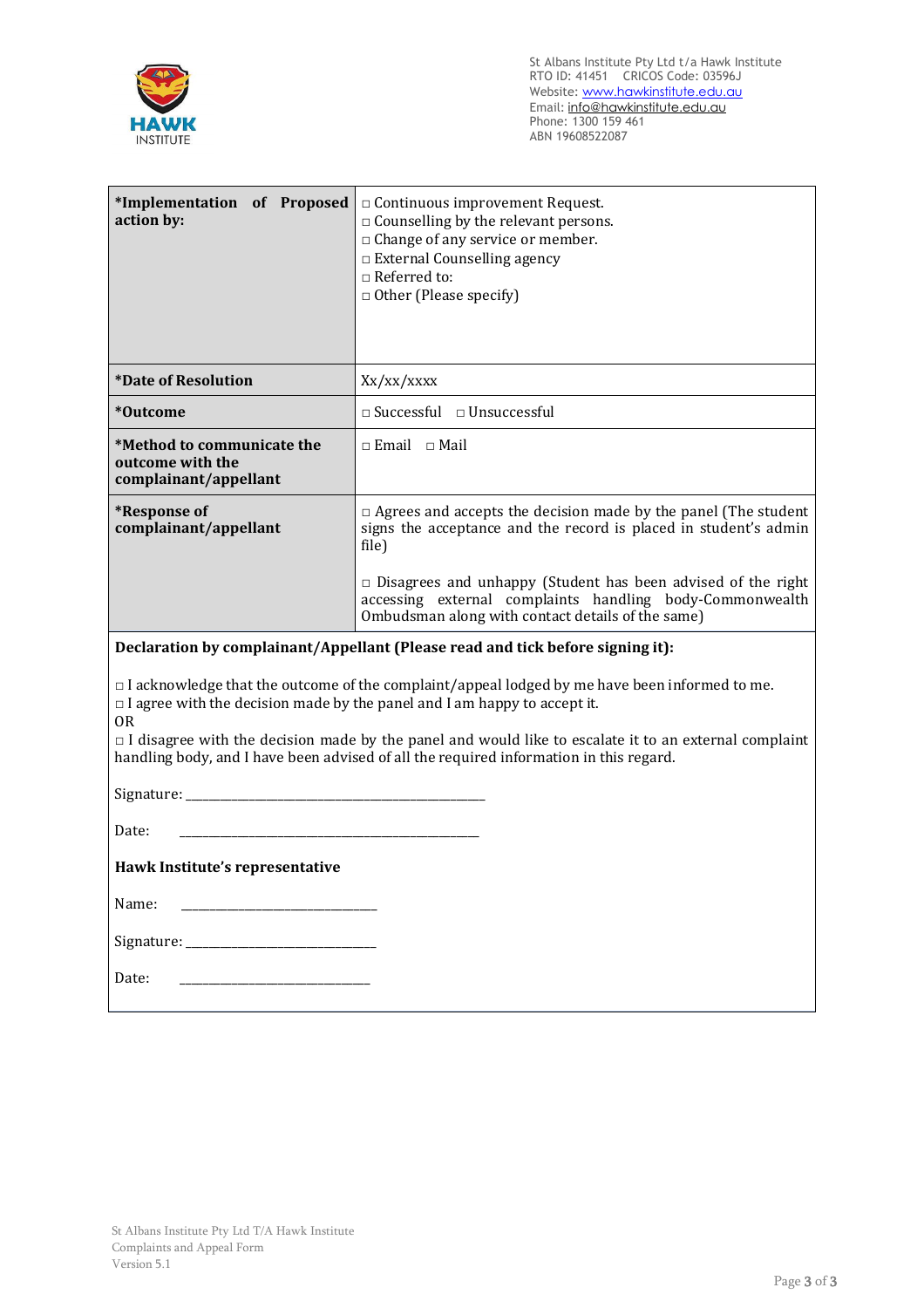| | |
|---|---|
| ***Implementation of Proposed action by:** | □ Continuous improvement Request.<br>□ Counselling by the relevant persons.<br>□ Change of any service or member.<br>□ External Counselling agency<br>□ Referred to:<br>□ Other (Please specify) |
| ***Date of Resolution** | Xx/xx/xxxx |
| ***Outcome** | □ Successful □ Unsuccessful |
| ***Method to communicate the outcome with the complainant/appellant** | □ Email □ Mail |
| ***Response of complainant/appellant** | □ Agrees and accepts the decision made by the panel (The student signs the acceptance and the record is placed in student's admin file)<br><br>□ Disagrees and unhappy (Student has been advised of the right accessing external complaints handling body-Commonwealth Ombudsman along with contact details of the same) |

**Declaration by complainant/Appellant (Please read and tick before signing it):**

□ I acknowledge that the outcome of the complaint/appeal lodged by me have been informed to me.
□ I agree with the decision made by the panel and I am happy to accept it.
OR
□ I disagree with the decision made by the panel and would like to escalate it to an external complaint handling body, and I have been advised of all the required information in this regard.

Signature: ___________________________________________

Date: ___________________________________________

**Hawk Institute's representative**

Name: ____________________________

Signature: ____________________________

Date: ____________________________